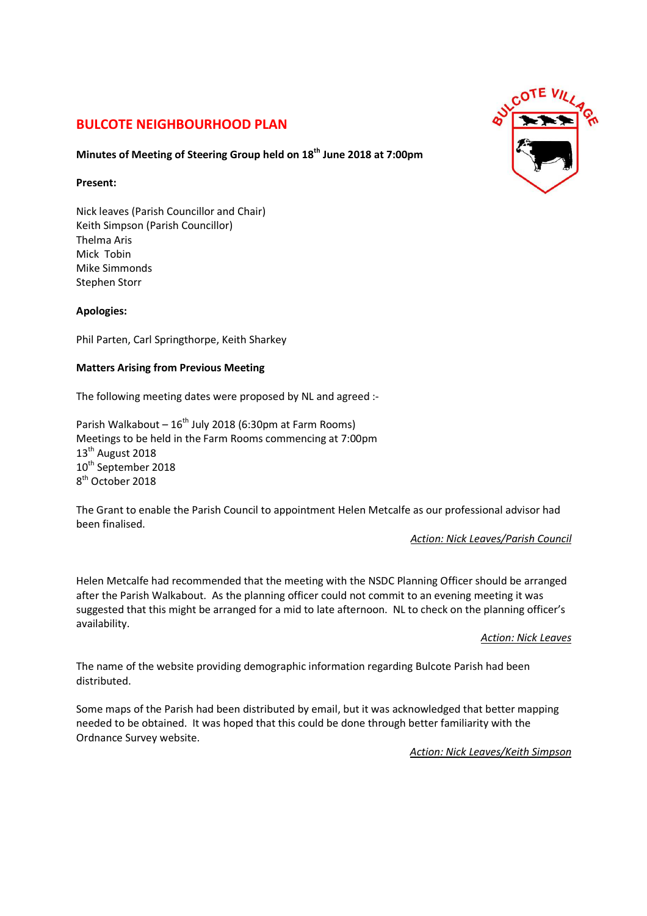# BULCOTE NEIGHBOURHOOD PLAN

**Minutes of Meeting of Steering Group held on 18th June 2018 at 7:00pm**

**Present:**

Nick leaves (Parish Councillor and Chair)
Keith Simpson (Parish Councillor)
Thelma Aris
Mick Tobin
Mike Simmonds
Stephen Storr

**Apologies:**

Phil Parten, Carl Springthorpe, Keith Sharkey

**Matters Arising from Previous Meeting**

The following meeting dates were proposed by NL and agreed :-

Parish Walkabout – 16th July 2018 (6:30pm at Farm Rooms)
Meetings to be held in the Farm Rooms commencing at 7:00pm
13th August 2018
10th September 2018
8th October 2018

The Grant to enable the Parish Council to appointment Helen Metcalfe as our professional advisor had been finalised.

*Action: Nick Leaves/Parish Council*

Helen Metcalfe had recommended that the meeting with the NSDC Planning Officer should be arranged after the Parish Walkabout. As the planning officer could not commit to an evening meeting it was suggested that this might be arranged for a mid to late afternoon. NL to check on the planning officer's availability.

*Action: Nick Leaves*

The name of the website providing demographic information regarding Bulcote Parish had been distributed.

Some maps of the Parish had been distributed by email, but it was acknowledged that better mapping needed to be obtained. It was hoped that this could be done through better familiarity with the Ordnance Survey website.

*Action: Nick Leaves/Keith Simpson*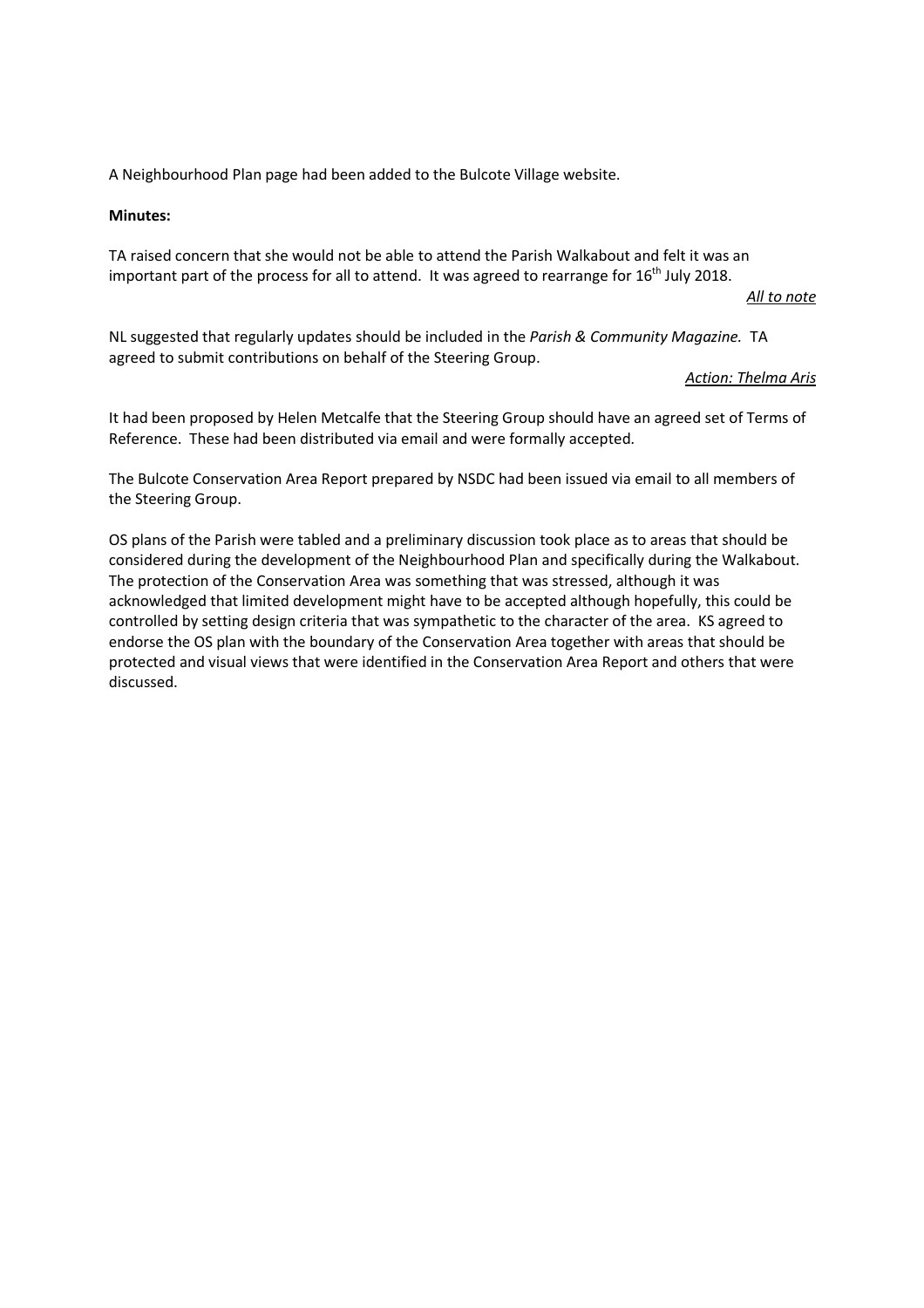A Neighbourhood Plan page had been added to the Bulcote Village website.

**Minutes:**

TA raised concern that she would not be able to attend the Parish Walkabout and felt it was an important part of the process for all to attend. It was agreed to rearrange for 16th July 2018.

*All to note*

NL suggested that regularly updates should be included in the *Parish & Community Magazine.* TA agreed to submit contributions on behalf of the Steering Group.

*Action: Thelma Aris*

It had been proposed by Helen Metcalfe that the Steering Group should have an agreed set of Terms of Reference. These had been distributed via email and were formally accepted.

The Bulcote Conservation Area Report prepared by NSDC had been issued via email to all members of the Steering Group.

OS plans of the Parish were tabled and a preliminary discussion took place as to areas that should be considered during the development of the Neighbourhood Plan and specifically during the Walkabout. The protection of the Conservation Area was something that was stressed, although it was acknowledged that limited development might have to be accepted although hopefully, this could be controlled by setting design criteria that was sympathetic to the character of the area. KS agreed to endorse the OS plan with the boundary of the Conservation Area together with areas that should be protected and visual views that were identified in the Conservation Area Report and others that were discussed.